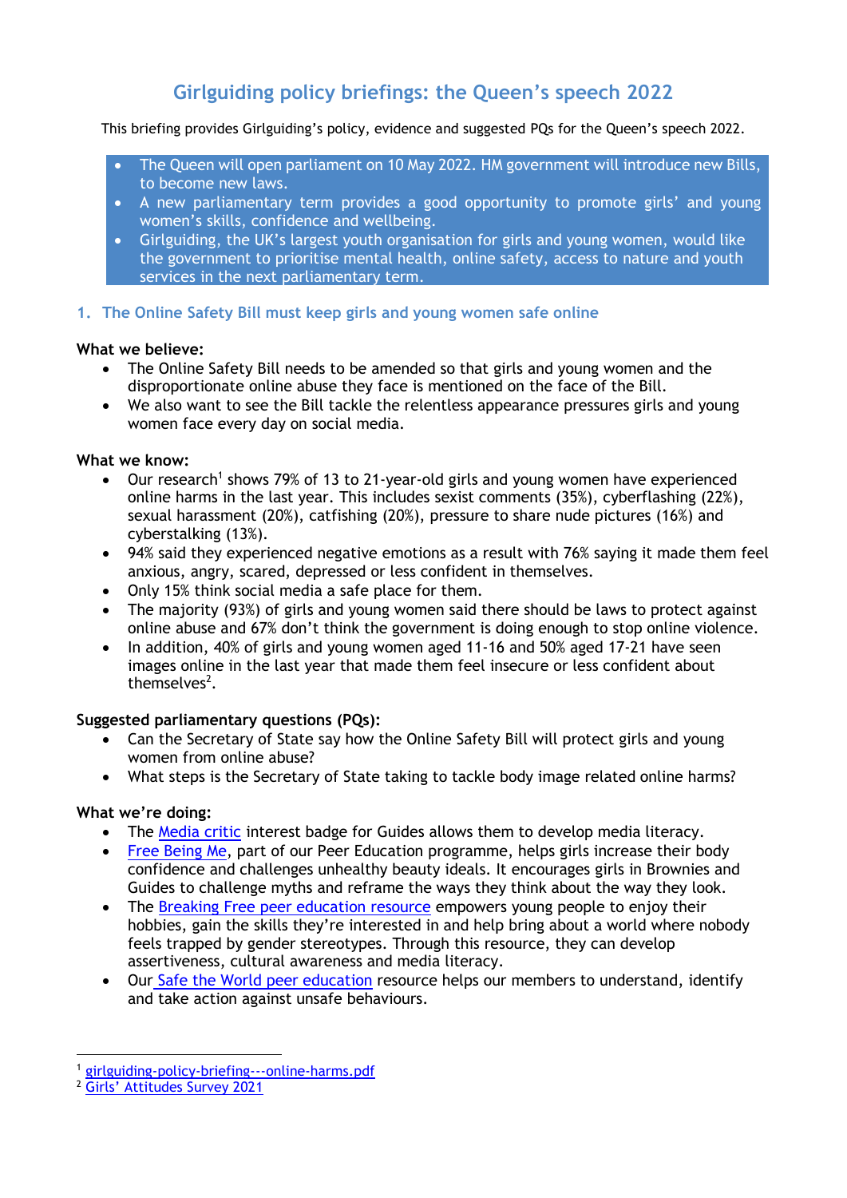# Girlguiding policy briefings: the Queen's speech 2022

This briefing provides Girlguiding's policy, evidence and suggested PQs for the Queen's speech 2022.

- The Queen will open parliament on 10 May 2022. HM government will introduce new Bills, to become new laws.
- A new parliamentary term provides a good opportunity to promote girls' and young women's skills, confidence and wellbeing.
- Girlguiding, the UK's largest youth organisation for girls and young women, would like the government to prioritise mental health, online safety, access to nature and youth services in the next parliamentary term.

## 1. The Online Safety Bill must keep girls and young women safe online

**What we believe:**

- The Online Safety Bill needs to be amended so that girls and young women and the disproportionate online abuse they face is mentioned on the face of the Bill.
- We also want to see the Bill tackle the relentless appearance pressures girls and young women face every day on social media.

**What we know:**

- Our research[1] shows 79% of 13 to 21-year-old girls and young women have experienced online harms in the last year. This includes sexist comments (35%), cyberflashing (22%), sexual harassment (20%), catfishing (20%), pressure to share nude pictures (16%) and cyberstalking (13%).
- 94% said they experienced negative emotions as a result with 76% saying it made them feel anxious, angry, scared, depressed or less confident in themselves.
- Only 15% think social media a safe place for them.
- The majority (93%) of girls and young women said there should be laws to protect against online abuse and 67% don't think the government is doing enough to stop online violence.
- In addition, 40% of girls and young women aged 11-16 and 50% aged 17-21 have seen images online in the last year that made them feel insecure or less confident about themselves[2].

**Suggested parliamentary questions (PQs):**

- Can the Secretary of State say how the Online Safety Bill will protect girls and young women from online abuse?
- What steps is the Secretary of State taking to tackle body image related online harms?

**What we're doing:**

- The Media critic interest badge for Guides allows them to develop media literacy.
- Free Being Me, part of our Peer Education programme, helps girls increase their body confidence and challenges unhealthy beauty ideals. It encourages girls in Brownies and Guides to challenge myths and reframe the ways they think about the way they look.
- The Breaking Free peer education resource empowers young people to enjoy their hobbies, gain the skills they're interested in and help bring about a world where nobody feels trapped by gender stereotypes. Through this resource, they can develop assertiveness, cultural awareness and media literacy.
- Our Safe the World peer education resource helps our members to understand, identify and take action against unsafe behaviours.

---

[1] girlguiding-policy-briefing---online-harms.pdf

[2] Girls' Attitudes Survey 2021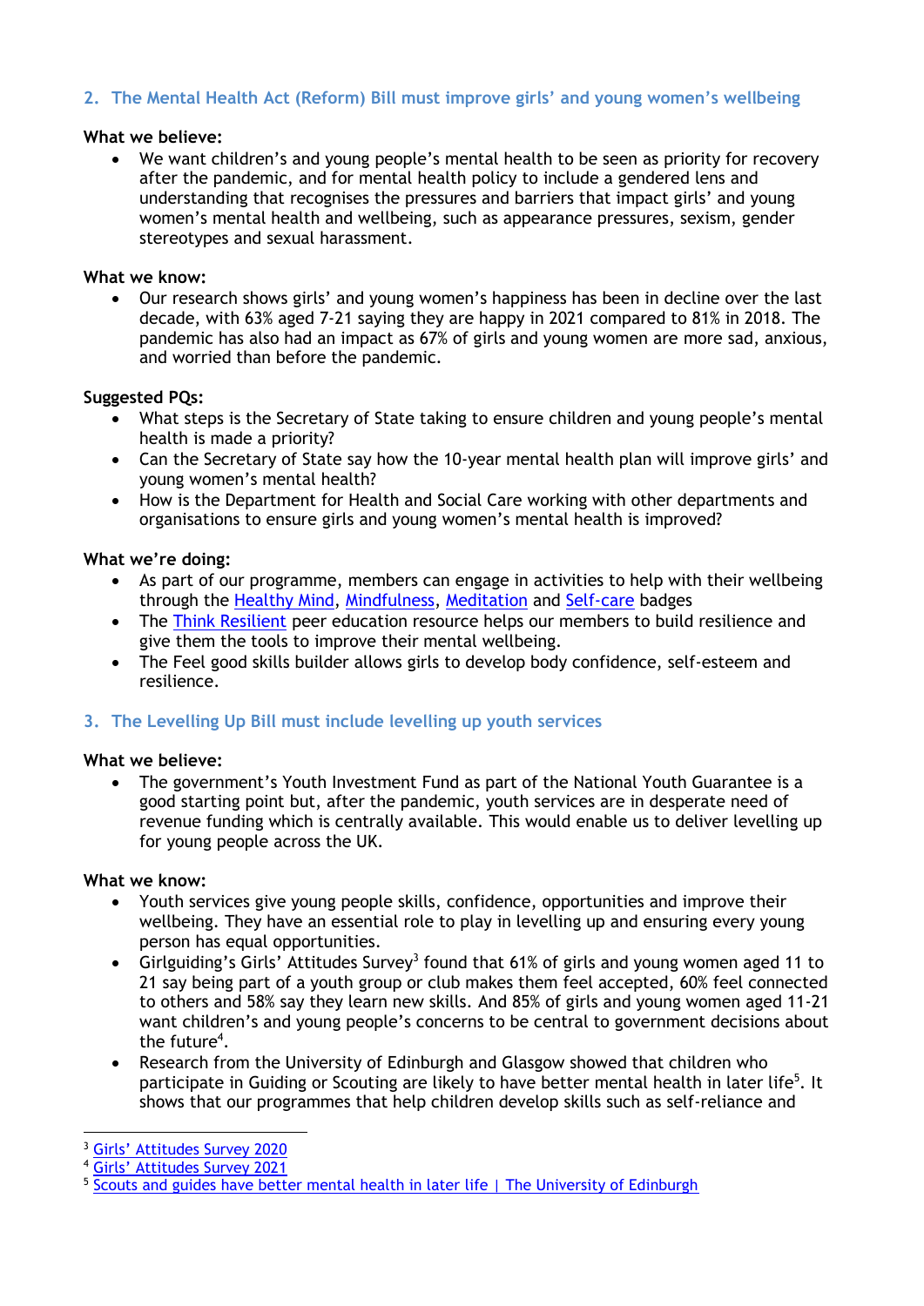## 2. The Mental Health Act (Reform) Bill must improve girls' and young women's wellbeing

**What we believe:**

- We want children's and young people's mental health to be seen as priority for recovery after the pandemic, and for mental health policy to include a gendered lens and understanding that recognises the pressures and barriers that impact girls' and young women's mental health and wellbeing, such as appearance pressures, sexism, gender stereotypes and sexual harassment.

**What we know:**

- Our research shows girls' and young women's happiness has been in decline over the last decade, with 63% aged 7-21 saying they are happy in 2021 compared to 81% in 2018. The pandemic has also had an impact as 67% of girls and young women are more sad, anxious, and worried than before the pandemic.

**Suggested PQs:**

- What steps is the Secretary of State taking to ensure children and young people's mental health is made a priority?
- Can the Secretary of State say how the 10-year mental health plan will improve girls' and young women's mental health?
- How is the Department for Health and Social Care working with other departments and organisations to ensure girls and young women's mental health is improved?

**What we're doing:**

- As part of our programme, members can engage in activities to help with their wellbeing through the Healthy Mind, Mindfulness, Meditation and Self-care badges
- The Think Resilient peer education resource helps our members to build resilience and give them the tools to improve their mental wellbeing.
- The Feel good skills builder allows girls to develop body confidence, self-esteem and resilience.

## 3. The Levelling Up Bill must include levelling up youth services

**What we believe:**

- The government's Youth Investment Fund as part of the National Youth Guarantee is a good starting point but, after the pandemic, youth services are in desperate need of revenue funding which is centrally available. This would enable us to deliver levelling up for young people across the UK.

**What we know:**

- Youth services give young people skills, confidence, opportunities and improve their wellbeing. They have an essential role to play in levelling up and ensuring every young person has equal opportunities.
- Girlguiding's Girls' Attitudes Survey[3] found that 61% of girls and young women aged 11 to 21 say being part of a youth group or club makes them feel accepted, 60% feel connected to others and 58% say they learn new skills. And 85% of girls and young women aged 11-21 want children's and young people's concerns to be central to government decisions about the future[4].
- Research from the University of Edinburgh and Glasgow showed that children who participate in Guiding or Scouting are likely to have better mental health in later life[5]. It shows that our programmes that help children develop skills such as self-reliance and

---

[3] Girls' Attitudes Survey 2020

[4] Girls' Attitudes Survey 2021

[5] Scouts and guides have better mental health in later life | The University of Edinburgh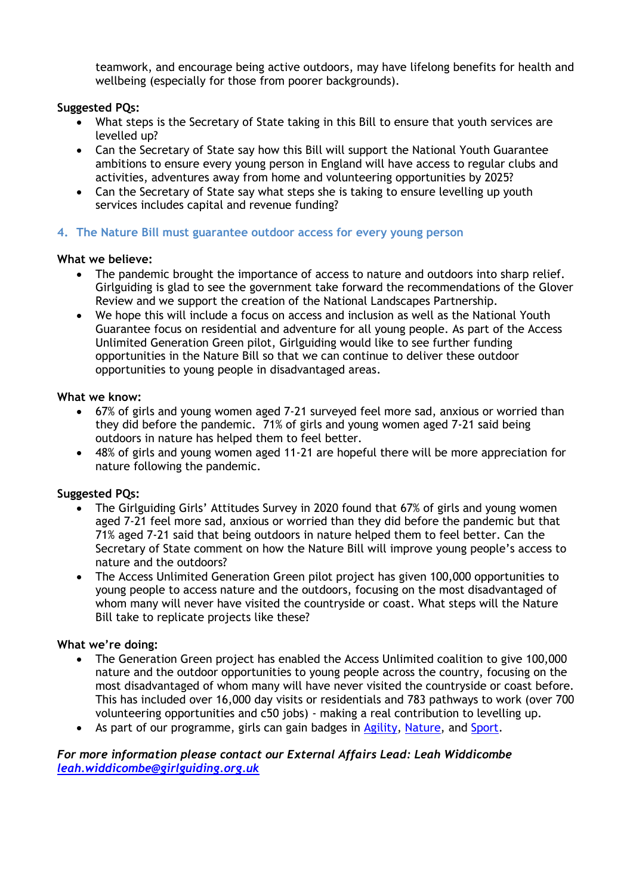teamwork, and encourage being active outdoors, may have lifelong benefits for health and wellbeing (especially for those from poorer backgrounds).

**Suggested PQs:**

- What steps is the Secretary of State taking in this Bill to ensure that youth services are levelled up?
- Can the Secretary of State say how this Bill will support the National Youth Guarantee ambitions to ensure every young person in England will have access to regular clubs and activities, adventures away from home and volunteering opportunities by 2025?
- Can the Secretary of State say what steps she is taking to ensure levelling up youth services includes capital and revenue funding?

## 4. The Nature Bill must guarantee outdoor access for every young person

**What we believe:**

- The pandemic brought the importance of access to nature and outdoors into sharp relief. Girlguiding is glad to see the government take forward the recommendations of the Glover Review and we support the creation of the National Landscapes Partnership.
- We hope this will include a focus on access and inclusion as well as the National Youth Guarantee focus on residential and adventure for all young people. As part of the Access Unlimited Generation Green pilot, Girlguiding would like to see further funding opportunities in the Nature Bill so that we can continue to deliver these outdoor opportunities to young people in disadvantaged areas.

**What we know:**

- 67% of girls and young women aged 7-21 surveyed feel more sad, anxious or worried than they did before the pandemic. 71% of girls and young women aged 7-21 said being outdoors in nature has helped them to feel better.
- 48% of girls and young women aged 11-21 are hopeful there will be more appreciation for nature following the pandemic.

**Suggested PQs:**

- The Girlguiding Girls' Attitudes Survey in 2020 found that 67% of girls and young women aged 7-21 feel more sad, anxious or worried than they did before the pandemic but that 71% aged 7-21 said that being outdoors in nature helped them to feel better. Can the Secretary of State comment on how the Nature Bill will improve young people's access to nature and the outdoors?
- The Access Unlimited Generation Green pilot project has given 100,000 opportunities to young people to access nature and the outdoors, focusing on the most disadvantaged of whom many will never have visited the countryside or coast. What steps will the Nature Bill take to replicate projects like these?

**What we're doing:**

- The Generation Green project has enabled the Access Unlimited coalition to give 100,000 nature and the outdoor opportunities to young people across the country, focusing on the most disadvantaged of whom many will have never visited the countryside or coast before. This has included over 16,000 day visits or residentials and 783 pathways to work (over 700 volunteering opportunities and c50 jobs) - making a real contribution to levelling up.
- As part of our programme, girls can gain badges in Agility, Nature, and Sport.

***For more information please contact our External Affairs Lead: Leah Widdicombe leah.widdicombe@girlguiding.org.uk***